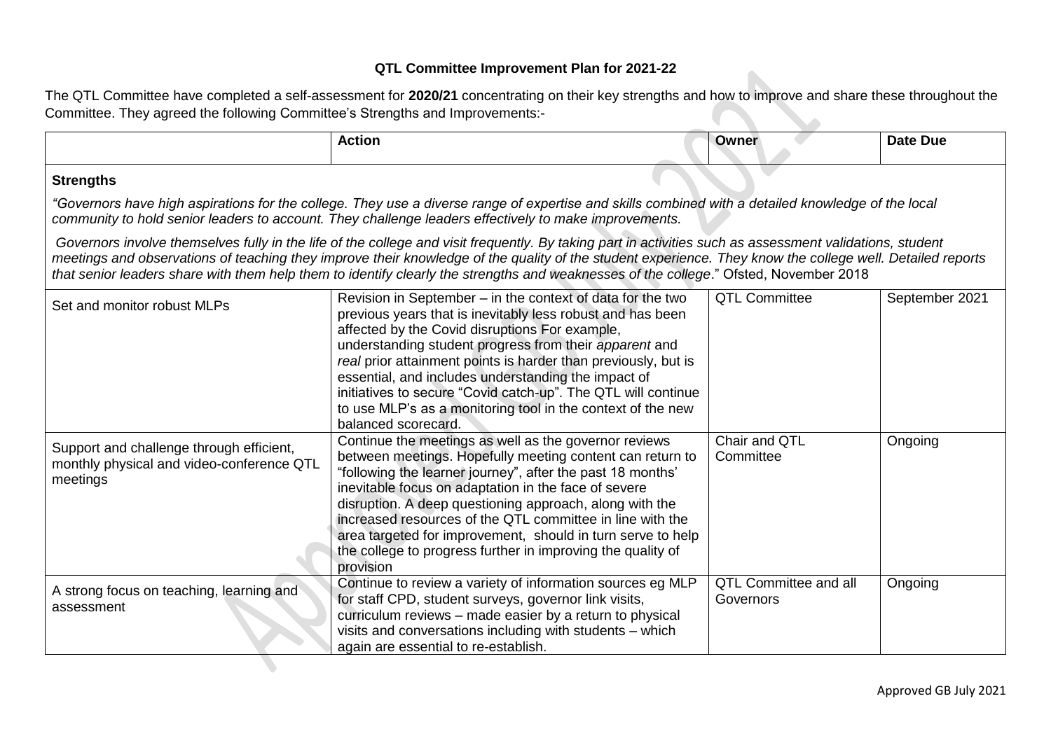# QTL Committee Improvement Plan for 2021-22

The QTL Committee have completed a self-assessment for **2020/21** concentrating on their key strengths and how to improve and share these throughout the Committee. They agreed the following Committee's Strengths and Improvements:-

| | Action | Owner | Date Due |
|---|---|---|---|
| **Strengths**<br><br>*"Governors have high aspirations for the college. They use a diverse range of expertise and skills combined with a detailed knowledge of the local community to hold senior leaders to account. They challenge leaders effectively to make improvements.*<br><br>*Governors involve themselves fully in the life of the college and visit frequently. By taking part in activities such as assessment validations, student meetings and observations of teaching they improve their knowledge of the quality of the student experience. They know the college well. Detailed reports that senior leaders share with them help them to identify clearly the strengths and weaknesses of the college*." Ofsted, November 2018 | | | |
| Set and monitor robust MLPs | Revision in September – in the context of data for the two previous years that is inevitably less robust and has been affected by the Covid disruptions For example, understanding student progress from their *apparent* and *real* prior attainment points is harder than previously, but is essential, and includes understanding the impact of initiatives to secure "Covid catch-up". The QTL will continue to use MLP's as a monitoring tool in the context of the new balanced scorecard. | QTL Committee | September 2021 |
| Support and challenge through efficient, monthly physical and video-conference QTL meetings | Continue the meetings as well as the governor reviews between meetings. Hopefully meeting content can return to "following the learner journey", after the past 18 months' inevitable focus on adaptation in the face of severe disruption. A deep questioning approach, along with the increased resources of the QTL committee in line with the area targeted for improvement, should in turn serve to help the college to progress further in improving the quality of provision | Chair and QTL Committee | Ongoing |
| A strong focus on teaching, learning and assessment | Continue to review a variety of information sources eg MLP for staff CPD, student surveys, governor link visits, curriculum reviews – made easier by a return to physical visits and conversations including with students – which again are essential to re-establish. | QTL Committee and all Governors | Ongoing |

Approved GB July 2021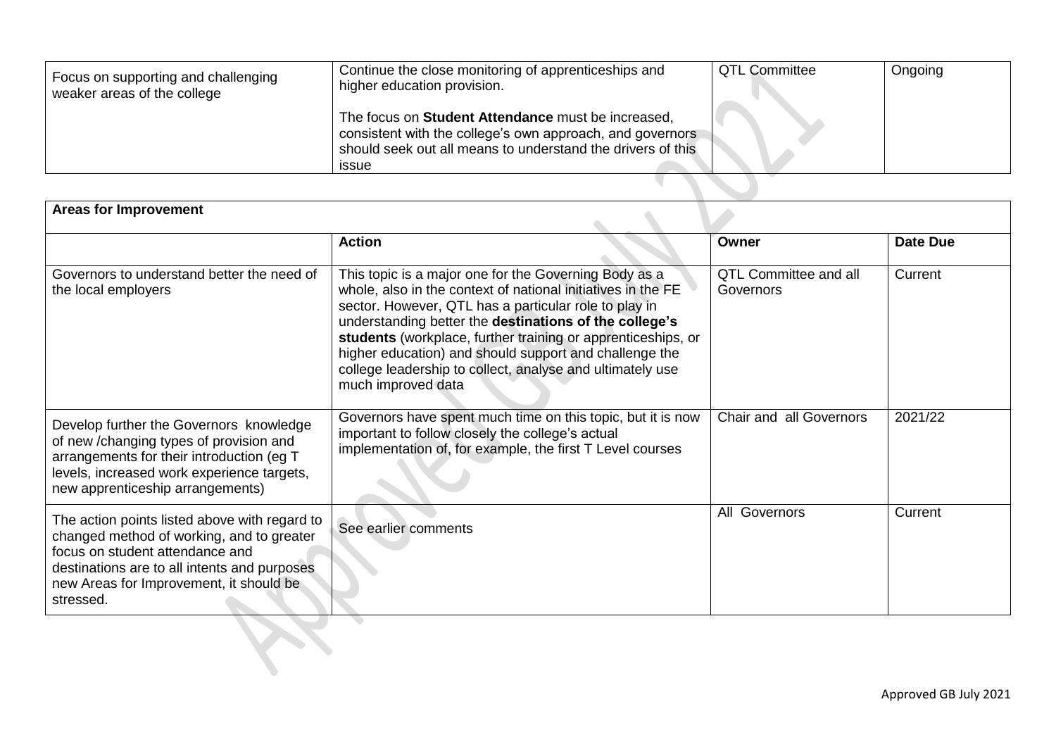| | | | |
|---|---|---|---|
| Focus on supporting and challenging weaker areas of the college | Continue the close monitoring of apprenticeships and higher education provision.<br><br>The focus on **Student Attendance** must be increased, consistent with the college's own approach, and governors should seek out all means to understand the drivers of this issue | QTL Committee | Ongoing |

| **Areas for Improvement** | | | |
|---|---|---|---|
| | **Action** | **Owner** | **Date Due** |
| Governors to understand better the need of the local employers | This topic is a major one for the Governing Body as a whole, also in the context of national initiatives in the FE sector. However, QTL has a particular role to play in understanding better the **destinations of the college's students** (workplace, further training or apprenticeships, or higher education) and should support and challenge the college leadership to collect, analyse and ultimately use much improved data | QTL Committee and all Governors | Current |
| Develop further the Governors knowledge of new /changing types of provision and arrangements for their introduction (eg T levels, increased work experience targets, new apprenticeship arrangements) | Governors have spent much time on this topic, but it is now important to follow closely the college's actual implementation of, for example, the first T Level courses | Chair and all Governors | 2021/22 |
| The action points listed above with regard to changed method of working, and to greater focus on student attendance and destinations are to all intents and purposes new Areas for Improvement, it should be stressed. | See earlier comments | All Governors | Current |

Approved GB July 2021